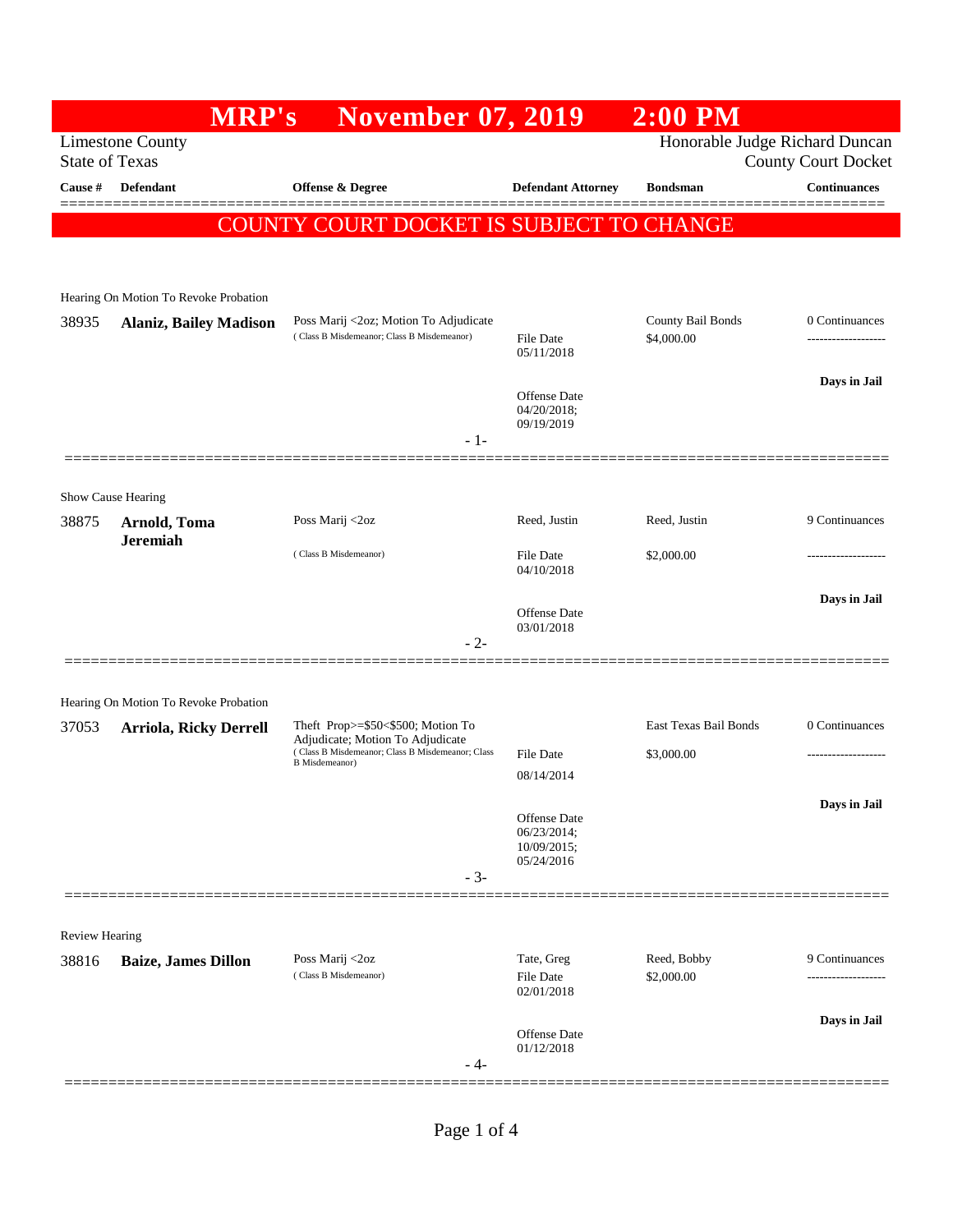# MRP's November 07, 2019 2:00 PM

Limestone County
State of Texas

Honorable Judge Richard Duncan
County Court Docket

| Cause # | Defendant | Offense & Degree | Defendant Attorney | Bondsman | Continuances |
|---|---|---|---|---|---|

**COUNTY COURT DOCKET IS SUBJECT TO CHANGE**

---

Hearing On Motion To Revoke Probation

| Cause # | Defendant | Offense & Degree | Defendant Attorney | Bondsman | Continuances |
|---|---|---|---|---|---|
| 38935 | **Alaniz, Bailey Madison** | Poss Marij <2oz; Motion To Adjudicate (Class B Misdemeanor; Class B Misdemeanor) | File Date 05/11/2018; Offense Date 04/20/2018; 09/19/2019 | County Bail Bonds $4,000.00 | 0 Continuances; Days in Jail |

- 1-

---

Show Cause Hearing

| Cause # | Defendant | Offense & Degree | Defendant Attorney | Bondsman | Continuances |
|---|---|---|---|---|---|
| 38875 | **Arnold, Toma Jeremiah** | Poss Marij <2oz (Class B Misdemeanor) | Reed, Justin; File Date 04/10/2018; Offense Date 03/01/2018 | Reed, Justin $2,000.00 | 9 Continuances; Days in Jail |

- 2-

---

Hearing On Motion To Revoke Probation

| Cause # | Defendant | Offense & Degree | Defendant Attorney | Bondsman | Continuances |
|---|---|---|---|---|---|
| 37053 | **Arriola, Ricky Derrell** | Theft Prop>=$50<$500; Motion To Adjudicate; Motion To Adjudicate (Class B Misdemeanor; Class B Misdemeanor; Class B Misdemeanor) | File Date 08/14/2014; Offense Date 06/23/2014; 10/09/2015; 05/24/2016 | East Texas Bail Bonds $3,000.00 | 0 Continuances; Days in Jail |

- 3-

---

Review Hearing

| Cause # | Defendant | Offense & Degree | Defendant Attorney | Bondsman | Continuances |
|---|---|---|---|---|---|
| 38816 | **Baize, James Dillon** | Poss Marij <2oz (Class B Misdemeanor) | Tate, Greg; File Date 02/01/2018; Offense Date 01/12/2018 | Reed, Bobby $2,000.00 | 9 Continuances; Days in Jail |

- 4-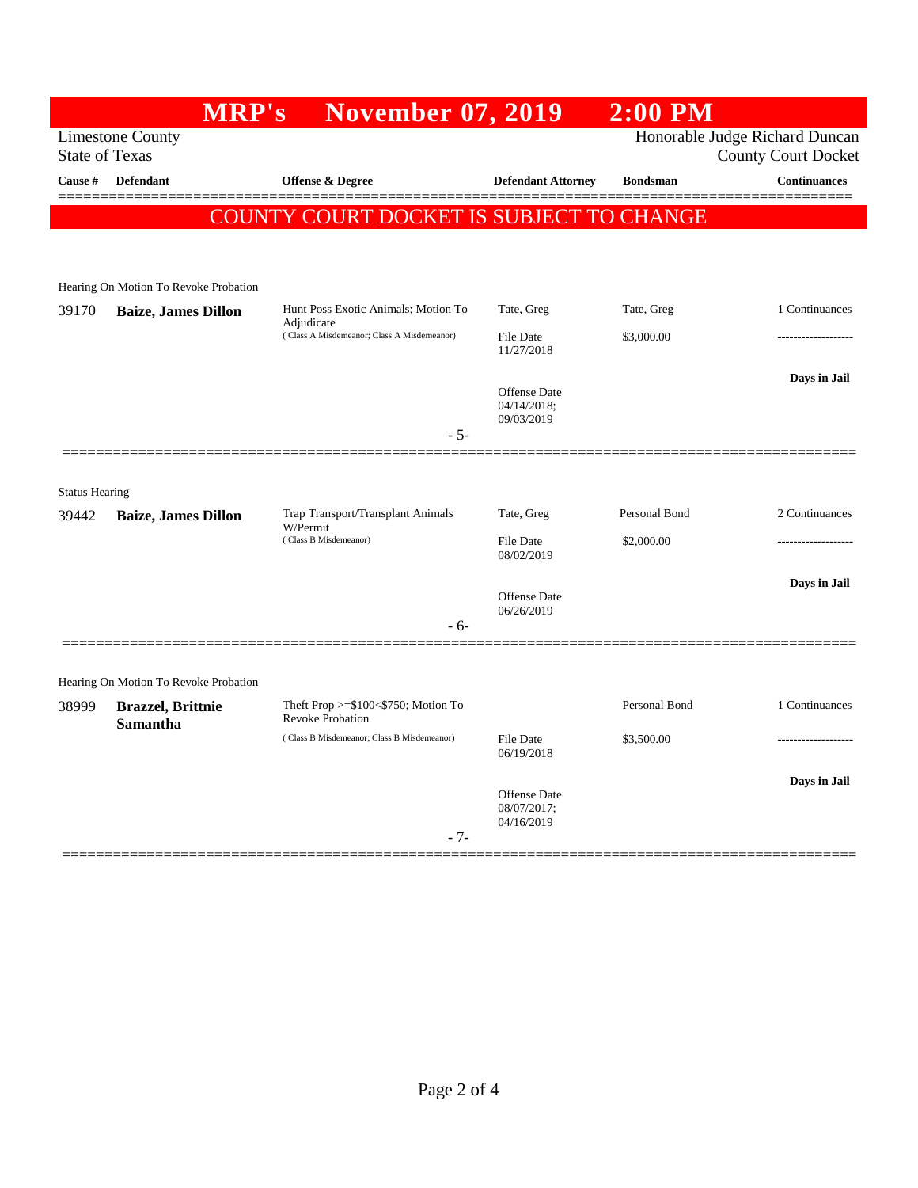# MRP's November 07, 2019 2:00 PM

Limestone County
State of Texas

Honorable Judge Richard Duncan
County Court Docket

| Cause # | Defendant | Offense & Degree | Defendant Attorney | Bondsman | Continuances |
|---|---|---|---|---|---|

## COUNTY COURT DOCKET IS SUBJECT TO CHANGE

Hearing On Motion To Revoke Probation

| Cause # | Defendant | Offense & Degree | Defendant Attorney | Bondsman | Continuances |
|---|---|---|---|---|---|
| 39170 | **Baize, James Dillon** | Hunt Poss Exotic Animals; Motion To Adjudicate ( Class A Misdemeanor; Class A Misdemeanor) | Tate, Greg | Tate, Greg | 1 Continuances |
| | | | File Date 11/27/2018 | $3,000.00 | ------------------- |
| | | | Offense Date 04/14/2018; 09/03/2019 | | **Days in Jail** |

- 5-

Status Hearing

| Cause # | Defendant | Offense & Degree | Defendant Attorney | Bondsman | Continuances |
|---|---|---|---|---|---|
| 39442 | **Baize, James Dillon** | Trap Transport/Transplant Animals W/Permit ( Class B Misdemeanor) | Tate, Greg | Personal Bond | 2 Continuances |
| | | | File Date 08/02/2019 | $2,000.00 | ------------------- |
| | | | Offense Date 06/26/2019 | | **Days in Jail** |

- 6-

Hearing On Motion To Revoke Probation

| Cause # | Defendant | Offense & Degree | Defendant Attorney | Bondsman | Continuances |
|---|---|---|---|---|---|
| 38999 | **Brazzel, Brittnie Samantha** | Theft Prop >=$100<$750; Motion To Revoke Probation ( Class B Misdemeanor; Class B Misdemeanor) | | Personal Bond | 1 Continuances |
| | | | File Date 06/19/2018 | $3,500.00 | ------------------- |
| | | | Offense Date 08/07/2017; 04/16/2019 | | **Days in Jail** |

- 7-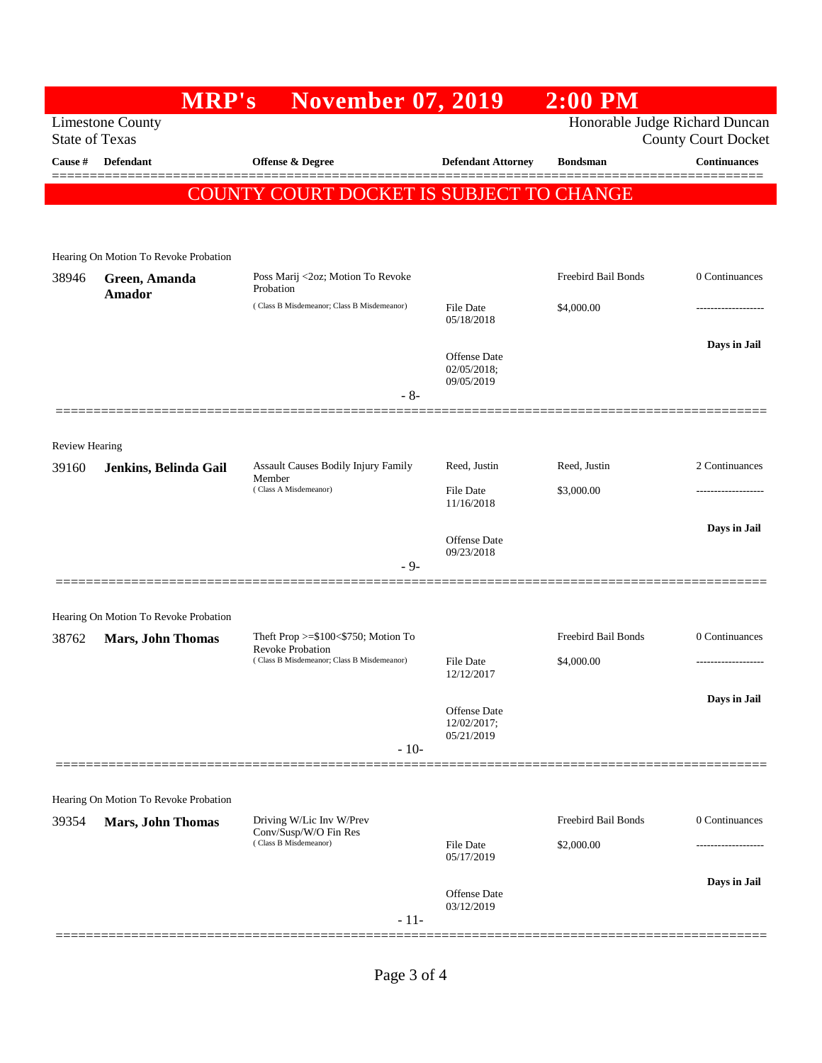# MRP's November 07, 2019 2:00 PM

Limestone County
State of Texas

Honorable Judge Richard Duncan
County Court Docket

**COUNTY COURT DOCKET IS SUBJECT TO CHANGE**

| Cause # | Defendant | Offense & Degree | Defendant Attorney | Bondsman | Continuances |
|---|---|---|---|---|---|
| *Hearing On Motion To Revoke Probation* | | | | | |
| 38946 | **Green, Amanda Amador** | Poss Marij <2oz; Motion To Revoke Probation (Class B Misdemeanor; Class B Misdemeanor) | File Date 05/18/2018; Offense Date 02/05/2018; 09/05/2019 | Freebird Bail Bonds $4,000.00 | 0 Continuances; Days in Jail |
| | | - 8- | | | |
| *Review Hearing* | | | | | |
| 39160 | **Jenkins, Belinda Gail** | Assault Causes Bodily Injury Family Member (Class A Misdemeanor) | Reed, Justin; File Date 11/16/2018; Offense Date 09/23/2018 | Reed, Justin $3,000.00 | 2 Continuances; Days in Jail |
| | | - 9- | | | |
| *Hearing On Motion To Revoke Probation* | | | | | |
| 38762 | **Mars, John Thomas** | Theft Prop >=$100<$750; Motion To Revoke Probation (Class B Misdemeanor; Class B Misdemeanor) | File Date 12/12/2017; Offense Date 12/02/2017; 05/21/2019 | Freebird Bail Bonds $4,000.00 | 0 Continuances; Days in Jail |
| | | - 10- | | | |
| *Hearing On Motion To Revoke Probation* | | | | | |
| 39354 | **Mars, John Thomas** | Driving W/Lic Inv W/Prev Conv/Susp/W/O Fin Res (Class B Misdemeanor) | File Date 05/17/2019; Offense Date 03/12/2019 | Freebird Bail Bonds $2,000.00 | 0 Continuances; Days in Jail |
| | | - 11- | | | |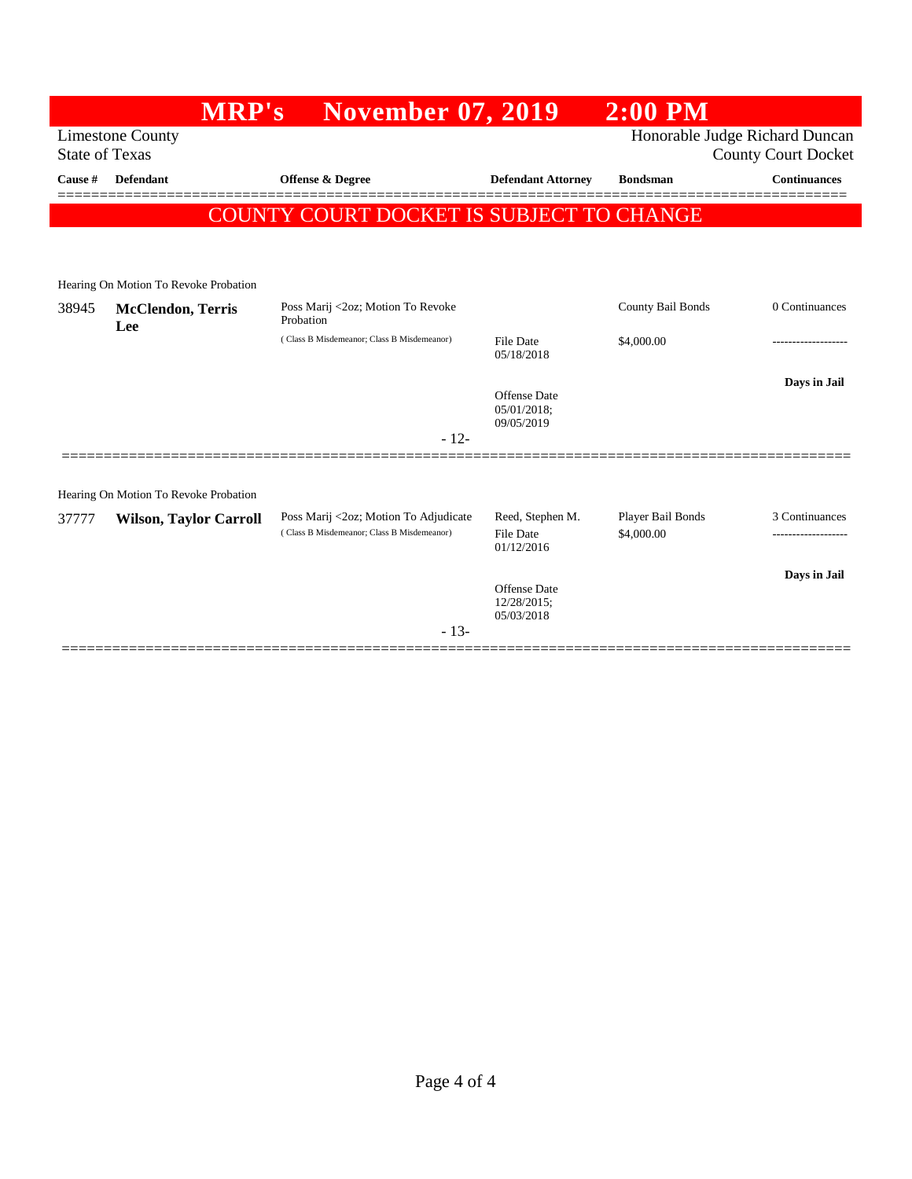# MRP's November 07, 2019 2:00 PM

Limestone County
State of Texas

Honorable Judge Richard Duncan
County Court Docket

| Cause # | Defendant | Offense & Degree | Defendant Attorney | Bondsman | Continuances |
|---|---|---|---|---|---|

## COUNTY COURT DOCKET IS SUBJECT TO CHANGE

Hearing On Motion To Revoke Probation

| Cause # | Defendant | Offense & Degree | Defendant Attorney | Bondsman | Continuances |
|---|---|---|---|---|---|
| 38945 | **McClendon, Terris Lee** | Poss Marij <2oz; Motion To Revoke Probation<br>( Class B Misdemeanor; Class B Misdemeanor) | File Date<br>05/18/2018<br><br>Offense Date<br>05/01/2018;<br>09/05/2019 | County Bail Bonds<br>$4,000.00 | 0 Continuances<br>-------------------<br>**Days in Jail** |

- 12-

Hearing On Motion To Revoke Probation

| Cause # | Defendant | Offense & Degree | Defendant Attorney | Bondsman | Continuances |
|---|---|---|---|---|---|
| 37777 | **Wilson, Taylor Carroll** | Poss Marij <2oz; Motion To Adjudicate<br>( Class B Misdemeanor; Class B Misdemeanor) | Reed, Stephen M.<br>File Date<br>01/12/2016<br><br>Offense Date<br>12/28/2015;<br>05/03/2018 | Player Bail Bonds<br>$4,000.00 | 3 Continuances<br>-------------------<br>**Days in Jail** |

- 13-